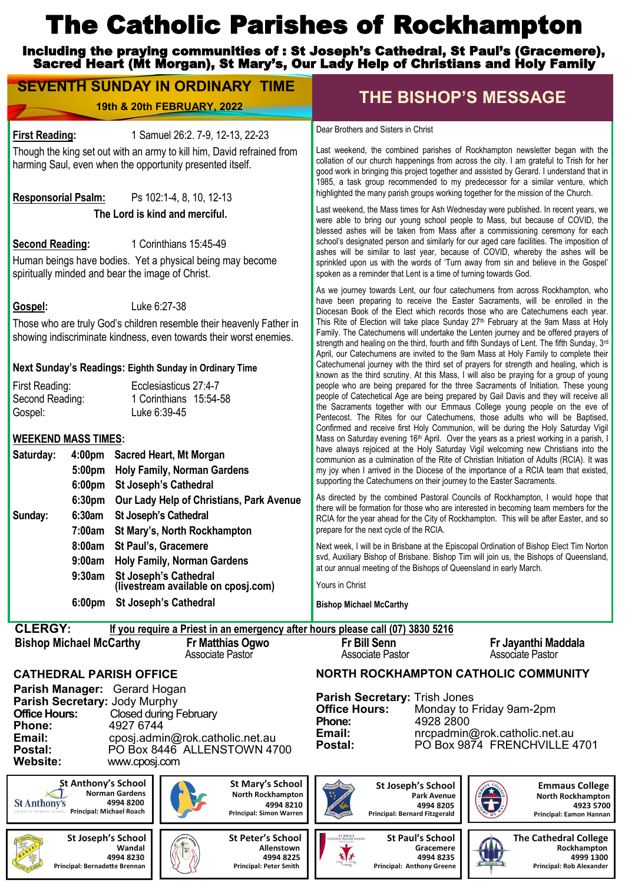# The Catholic Parishes of Rockhampton

**Including the praying communities of : St Joseph's Cathedral, St Paul's (Gracemere), Sacred Heart (Mt Morgan), St Mary's, Our Lady Help of Christians and Holy Family**

## SEVENTH SUNDAY IN ORDINARY TIME

**19th & 20th FEBRUARY, 2022**

**First Reading:** 1 Samuel 26:2. 7-9, 12-13, 22-23

Though the king set out with an army to kill him, David refrained from harming Saul, even when the opportunity presented itself.

**Responsorial Psalm:** Ps 102:1-4, 8, 10, 12-13

**The Lord is kind and merciful.**

**Second Reading:** 1 Corinthians 15:45-49

Human beings have bodies. Yet a physical being may become spiritually minded and bear the image of Christ.

**Gospel:** Luke 6:27-38

Those who are truly God's children resemble their heavenly Father in showing indiscriminate kindness, even towards their worst enemies.

**Next Sunday's Readings: Eighth Sunday in Ordinary Time**

First Reading: Ecclesiasticus 27:4-7
Second Reading: 1 Corinthians 15:54-58
Gospel: Luke 6:39-45

**WEEKEND MASS TIMES:**

| | | |
|---|---|---|
| **Saturday:** | **4:00pm** | **Sacred Heart, Mt Morgan** |
| | **5:00pm** | **Holy Family, Norman Gardens** |
| | **6:00pm** | **St Joseph's Cathedral** |
| | **6:30pm** | **Our Lady Help of Christians, Park Avenue** |
| **Sunday:** | **6:30am** | **St Joseph's Cathedral** |
| | **7:00am** | **St Mary's, North Rockhampton** |
| | **8:00am** | **St Paul's, Gracemere** |
| | **9:00am** | **Holy Family, Norman Gardens** |
| | **9:30am** | **St Joseph's Cathedral (livestream available on cposj.com)** |
| | **6:00pm** | **St Joseph's Cathedral** |

## THE BISHOP'S MESSAGE

Dear Brothers and Sisters in Christ

Last weekend, the combined parishes of Rockhampton newsletter began with the collation of our church happenings from across the city. I am grateful to Trish for her good work in bringing this project together and assisted by Gerard. I understand that in 1985, a task group recommended to my predecessor for a similar venture, which highlighted the many parish groups working together for the mission of the Church.

Last weekend, the Mass times for Ash Wednesday were published. In recent years, we were able to bring our young school people to Mass, but because of COVID, the blessed ashes will be taken from Mass after a commissioning ceremony for each school's designated person and similarly for our aged care facilities. The imposition of ashes will be similar to last year, because of COVID, whereby the ashes will be sprinkled upon us with the words of 'Turn away from sin and believe in the Gospel' spoken as a reminder that Lent is a time of turning towards God.

As we journey towards Lent, our four catechumens from across Rockhampton, who have been preparing to receive the Easter Sacraments, will be enrolled in the Diocesan Book of the Elect which records those who are Catechumens each year. This Rite of Election will take place Sunday 27th February at the 9am Mass at Holy Family. The Catechumens will undertake the Lenten journey and be offered prayers of strength and healing on the third, fourth and fifth Sundays of Lent. The fifth Sunday, 3rd April, our Catechumens are invited to the 9am Mass at Holy Family to complete their Catechumenal journey with the third set of prayers for strength and healing, which is known as the third scrutiny. At this Mass, I will also be praying for a group of young people who are being prepared for the three Sacraments of Initiation. These young people of Catechetical Age are being prepared by Gail Davis and they will receive all the Sacraments together with our Emmaus College young people on the eve of Pentecost. The Rites for our Catechumens, those adults who will be Baptised, Confirmed and receive first Holy Communion, will be during the Holy Saturday Vigil Mass on Saturday evening 16th April. Over the years as a priest working in a parish, I have always rejoiced at the Holy Saturday Vigil welcoming new Christians into the communion as a culmination of the Rite of Christian Initiation of Adults (RCIA). It was my joy when I arrived in the Diocese of the importance of a RCIA team that existed, supporting the Catechumens on their journey to the Easter Sacraments.

As directed by the combined Pastoral Councils of Rockhampton, I would hope that there will be formation for those who are interested in becoming team members for the RCIA for the year ahead for the City of Rockhampton. This will be after Easter, and so prepare for the next cycle of the RCIA.

Next week, I will be in Brisbane at the Episcopal Ordination of Bishop Elect Tim Norton svd, Auxiliary Bishop of Brisbane. Bishop Tim will join us, the Bishops of Queensland, at our annual meeting of the Bishops of Queensland in early March.

Yours in Christ

**Bishop Michael McCarthy**

**CLERGY:** **If you require a Priest in an emergency after hours please call (07) 3830 5216**

**Bishop Michael McCarthy** | **Fr Matthias Ogwo** Associate Pastor | **Fr Bill Senn** Associate Pastor | **Fr Jayanthi Maddala** Associate Pastor

### CATHEDRAL PARISH OFFICE

**Parish Manager:** Gerard Hogan
**Parish Secretary:** Jody Murphy
**Office Hours:** Closed during February
**Phone:** 4927 6744
**Email:** cposj.admin@rok.catholic.net.au
**Postal:** PO Box 8446 ALLENSTOWN 4700
**Website:** www.cposj.com

### NORTH ROCKHAMPTON CATHOLIC COMMUNITY

**Parish Secretary:** Trish Jones
**Office Hours:** Monday to Friday 9am-2pm
**Phone:** 4928 2800
**Email:** nrcpadmin@rok.catholic.net.au
**Postal:** PO Box 9874 FRENCHVILLE 4701

| | | | |
|---|---|---|---|
| **St Anthony's School** Norman Gardens 4994 8200 Principal: Michael Roach | **St Mary's School** North Rockhampton 4994 8210 Principal: Simon Warren | **St Joseph's School** Park Avenue 4994 8205 Principal: Bernard Fitzgerald | **Emmaus College** North Rockhampton 4923 5700 Principal: Eamon Hannan |
| **St Joseph's School** Wandal 4994 8230 Principal: Bernadette Brennan | **St Peter's School** Allenstown 4994 8225 Principal: Peter Smith | **St Paul's School** Gracemere 4994 8235 Principal: Anthony Greene | **The Cathedral College** Rockhampton 4999 1300 Principal: Rob Alexander |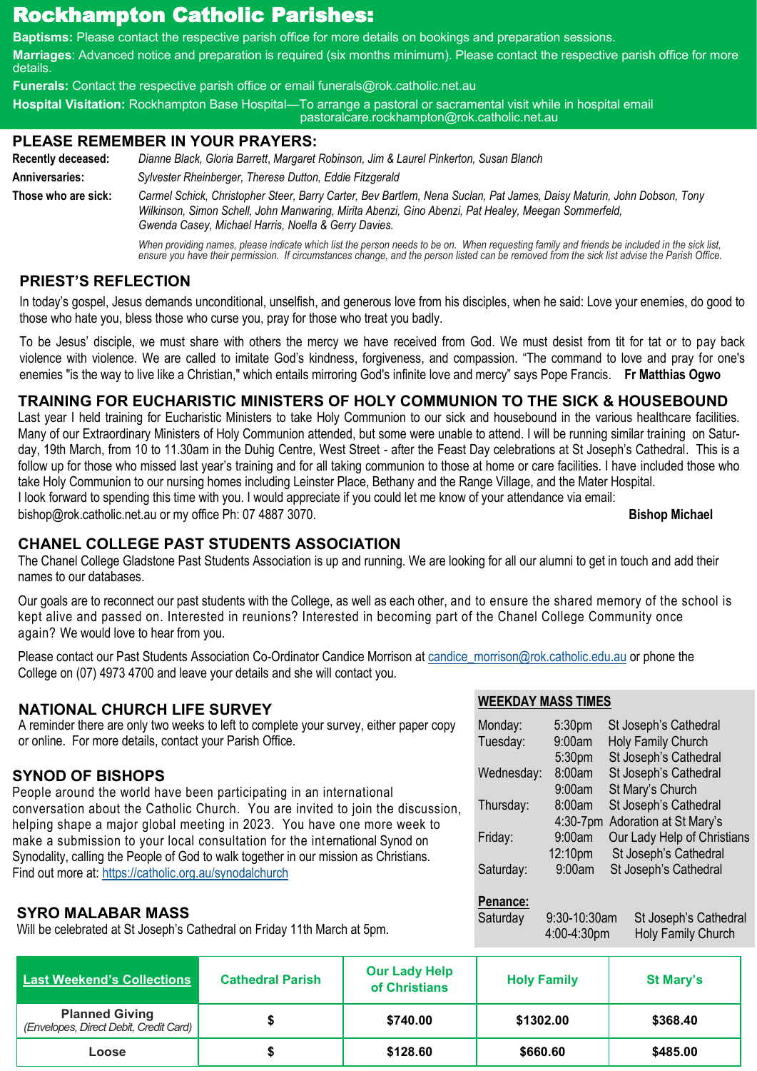# Rockhampton Catholic Parishes:

**Baptisms:** Please contact the respective parish office for more details on bookings and preparation sessions.

**Marriages**: Advanced notice and preparation is required (six months minimum). Please contact the respective parish office for more details.

**Funerals:** Contact the respective parish office or email funerals@rok.catholic.net.au

**Hospital Visitation:** Rockhampton Base Hospital—To arrange a pastoral or sacramental visit while in hospital email pastoralcare.rockhampton@rok.catholic.net.au

## PLEASE REMEMBER IN YOUR PRAYERS:

**Recently deceased:** *Dianne Black, Gloria Barrett, Margaret Robinson, Jim & Laurel Pinkerton, Susan Blanch*

**Anniversaries:** *Sylvester Rheinberger, Therese Dutton, Eddie Fitzgerald*

**Those who are sick:** *Carmel Schick, Christopher Steer, Barry Carter, Bev Bartlem, Nena Suclan, Pat James, Daisy Maturin, John Dobson, Tony Wilkinson, Simon Schell, John Manwaring, Mirita Abenzi, Gino Abenzi, Pat Healey, Meegan Sommerfeld, Gwenda Casey, Michael Harris, Noella & Gerry Davies.*

*When providing names, please indicate which list the person needs to be on. When requesting family and friends be included in the sick list, ensure you have their permission. If circumstances change, and the person listed can be removed from the sick list advise the Parish Office.*

## PRIEST'S REFLECTION

In today's gospel, Jesus demands unconditional, unselfish, and generous love from his disciples, when he said: Love your enemies, do good to those who hate you, bless those who curse you, pray for those who treat you badly.

To be Jesus' disciple, we must share with others the mercy we have received from God. We must desist from tit for tat or to pay back violence with violence. We are called to imitate God's kindness, forgiveness, and compassion. "The command to love and pray for one's enemies "is the way to live like a Christian," which entails mirroring God's infinite love and mercy" says Pope Francis. **Fr Matthias Ogwo**

## TRAINING FOR EUCHARISTIC MINISTERS OF HOLY COMMUNION TO THE SICK & HOUSEBOUND

Last year I held training for Eucharistic Ministers to take Holy Communion to our sick and housebound in the various healthcare facilities. Many of our Extraordinary Ministers of Holy Communion attended, but some were unable to attend. I will be running similar training on Saturday, 19th March, from 10 to 11.30am in the Duhig Centre, West Street - after the Feast Day celebrations at St Joseph's Cathedral. This is a follow up for those who missed last year's training and for all taking communion to those at home or care facilities. I have included those who take Holy Communion to our nursing homes including Leinster Place, Bethany and the Range Village, and the Mater Hospital.
I look forward to spending this time with you. I would appreciate if you could let me know of your attendance via email: bishop@rok.catholic.net.au or my office Ph: 07 4887 3070. **Bishop Michael**

## CHANEL COLLEGE PAST STUDENTS ASSOCIATION

The Chanel College Gladstone Past Students Association is up and running. We are looking for all our alumni to get in touch and add their names to our databases.

Our goals are to reconnect our past students with the College, as well as each other, and to ensure the shared memory of the school is kept alive and passed on. Interested in reunions? Interested in becoming part of the Chanel College Community once again? We would love to hear from you.

Please contact our Past Students Association Co-Ordinator Candice Morrison at candice_morrison@rok.catholic.edu.au or phone the College on (07) 4973 4700 and leave your details and she will contact you.

## NATIONAL CHURCH LIFE SURVEY

A reminder there are only two weeks to left to complete your survey, either paper copy or online. For more details, contact your Parish Office.

## SYNOD OF BISHOPS

People around the world have been participating in an international conversation about the Catholic Church. You are invited to join the discussion, helping shape a major global meeting in 2023. You have one more week to make a submission to your local consultation for the international Synod on Synodality, calling the People of God to walk together in our mission as Christians.
Find out more at: https://catholic.org.au/synodalchurch

## SYRO MALABAR MASS

Will be celebrated at St Joseph's Cathedral on Friday 11th March at 5pm.

## WEEKDAY MASS TIMES

| Day | Time | Location |
|---|---|---|
| Monday: | 5:30pm | St Joseph's Cathedral |
| Tuesday: | 9:00am | Holy Family Church |
| | 5:30pm | St Joseph's Cathedral |
| Wednesday: | 8:00am | St Joseph's Cathedral |
| | 9:00am | St Mary's Church |
| Thursday: | 8:00am | St Joseph's Cathedral |
| | 4:30-7pm | Adoration at St Mary's |
| Friday: | 9:00am | Our Lady Help of Christians |
| | 12:10pm | St Joseph's Cathedral |
| Saturday: | 9:00am | St Joseph's Cathedral |

**Penance:**

| Day | Time | Location |
|---|---|---|
| Saturday | 9:30-10:30am | St Joseph's Cathedral |
| | 4:00-4:30pm | Holy Family Church |

| Last Weekend's Collections | Cathedral Parish | Our Lady Help of Christians | Holy Family | St Mary's |
|---|---|---|---|---|
| **Planned Giving** *(Envelopes, Direct Debit, Credit Card)* | $ | $740.00 | $1302.00 | $368.40 |
| **Loose** | $ | $128.60 | $660.60 | $485.00 |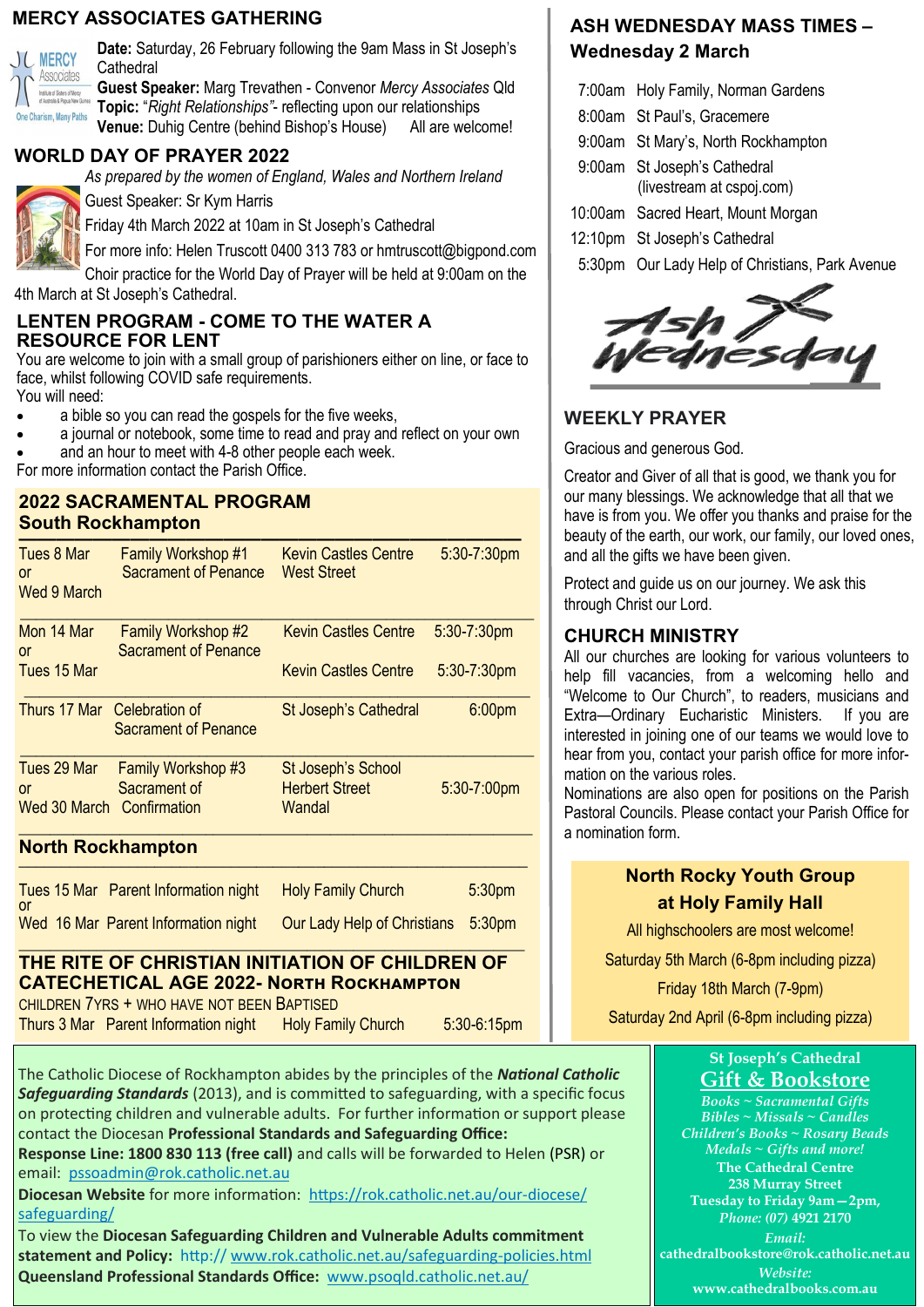## MERCY ASSOCIATES GATHERING

**Date:** Saturday, 26 February following the 9am Mass in St Joseph's Cathedral
**Guest Speaker:** Marg Trevathen - Convenor *Mercy Associates* Qld
**Topic:** "*Right Relationships*"- reflecting upon our relationships
**Venue:** Duhig Centre (behind Bishop's House) All are welcome!

## WORLD DAY OF PRAYER 2022

*As prepared by the women of England, Wales and Northern Ireland*

Guest Speaker: Sr Kym Harris

Friday 4th March 2022 at 10am in St Joseph's Cathedral

For more info: Helen Truscott 0400 313 783 or hmtruscott@bigpond.com

Choir practice for the World Day of Prayer will be held at 9:00am on the 4th March at St Joseph's Cathedral.

## LENTEN PROGRAM - COME TO THE WATER A RESOURCE FOR LENT

You are welcome to join with a small group of parishioners either on line, or face to face, whilst following COVID safe requirements.

You will need:

- a bible so you can read the gospels for the five weeks,
- a journal or notebook, some time to read and pray and reflect on your own
- and an hour to meet with 4-8 other people each week.

For more information contact the Parish Office.

## 2022 SACRAMENTAL PROGRAM

### South Rockhampton

| Date | Event | Venue | Time |
|---|---|---|---|
| Tues 8 Mar or Wed 9 March | Family Workshop #1 Sacrament of Penance | Kevin Castles Centre West Street | 5:30-7:30pm |
| Mon 14 Mar or Tues 15 Mar | Family Workshop #2 Sacrament of Penance | Kevin Castles Centre / Kevin Castles Centre | 5:30-7:30pm / 5:30-7:30pm |
| Thurs 17 Mar | Celebration of Sacrament of Penance | St Joseph's Cathedral | 6:00pm |
| Tues 29 Mar or Wed 30 March | Family Workshop #3 Sacrament of Confirmation | St Joseph's School Herbert Street Wandal | 5:30-7:00pm |

### North Rockhampton

| Date | Event | Venue | Time |
|---|---|---|---|
| Tues 15 Mar or | Parent Information night | Holy Family Church | 5:30pm |
| Wed 16 Mar | Parent Information night | Our Lady Help of Christians | 5:30pm |

## THE RITE OF CHRISTIAN INITIATION OF CHILDREN OF CATECHETICAL AGE 2022- NORTH ROCKHAMPTON

CHILDREN 7YRS + WHO HAVE NOT BEEN BAPTISED

| Date | Event | Venue | Time |
|---|---|---|---|
| Thurs 3 Mar | Parent Information night | Holy Family Church | 5:30-6:15pm |

## ASH WEDNESDAY MASS TIMES – Wednesday 2 March

| Time | Church |
|---|---|
| 7:00am | Holy Family, Norman Gardens |
| 8:00am | St Paul's, Gracemere |
| 9:00am | St Mary's, North Rockhampton |
| 9:00am | St Joseph's Cathedral (livestream at cspoj.com) |
| 10:00am | Sacred Heart, Mount Morgan |
| 12:10pm | St Joseph's Cathedral |
| 5:30pm | Our Lady Help of Christians, Park Avenue |

Ash Wednesday

## WEEKLY PRAYER

Gracious and generous God.

Creator and Giver of all that is good, we thank you for our many blessings. We acknowledge that all that we have is from you. We offer you thanks and praise for the beauty of the earth, our work, our family, our loved ones, and all the gifts we have been given.

Protect and guide us on our journey. We ask this through Christ our Lord.

## CHURCH MINISTRY

All our churches are looking for various volunteers to help fill vacancies, from a welcoming hello and "Welcome to Our Church", to readers, musicians and Extra—Ordinary Eucharistic Ministers. If you are interested in joining one of our teams we would love to hear from you, contact your parish office for more information on the various roles.

Nominations are also open for positions on the Parish Pastoral Councils. Please contact your Parish Office for a nomination form.

### North Rocky Youth Group at Holy Family Hall

All highschoolers are most welcome!

Saturday 5th March (6-8pm including pizza)

Friday 18th March (7-9pm)

Saturday 2nd April (6-8pm including pizza)

---

The Catholic Diocese of Rockhampton abides by the principles of the ***National Catholic Safeguarding Standards*** (2013), and is committed to safeguarding, with a specific focus on protecting children and vulnerable adults. For further information or support please contact the Diocesan **Professional Standards and Safeguarding Office:**
**Response Line: 1800 830 113 (free call)** and calls will be forwarded to Helen (PSR) or email: pssoadmin@rok.catholic.net.au
**Diocesan Website** for more information: https://rok.catholic.net.au/our-diocese/safeguarding/
To view the **Diocesan Safeguarding Children and Vulnerable Adults commitment statement and Policy:** http:// www.rok.catholic.net.au/safeguarding-policies.html
**Queensland Professional Standards Office:** www.psoqld.catholic.net.au/

---

**St Joseph's Cathedral**
**Gift & Bookstore**
*Books ~ Sacramental Gifts*
*Bibles ~ Missals ~ Candles*
*Children's Books ~ Rosary Beads*
*Medals ~ Gifts and more!*
**The Cathedral Centre**
**238 Murray Street**
**Tuesday to Friday 9am—2pm,**
***Phone:* (07) 4921 2170**
***Email:***
**cathedralbookstore@rok.catholic.net.au**
***Website:***
**www.cathedralbooks.com.au**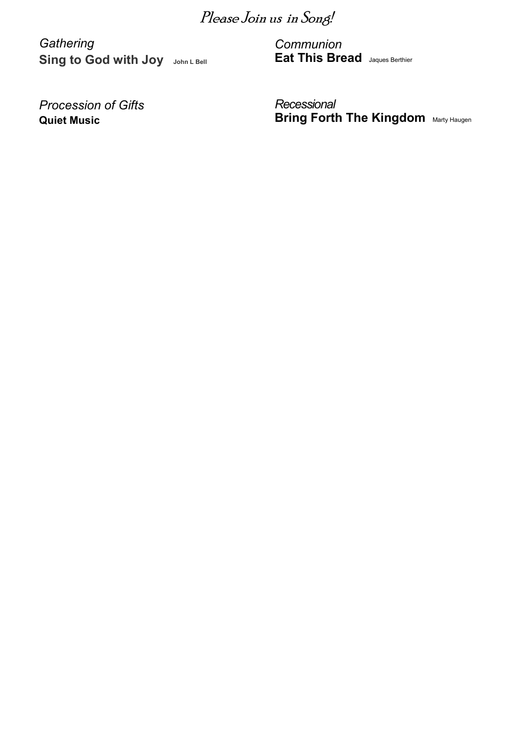# Please Join us in Song!

*Gathering*
**Sing to God with Joy** John L Bell

*Procession of Gifts*
**Quiet Music**

*Communion*
**Eat This Bread** Jaques Berthier

*Recessional*
**Bring Forth The Kingdom** Marty Haugen